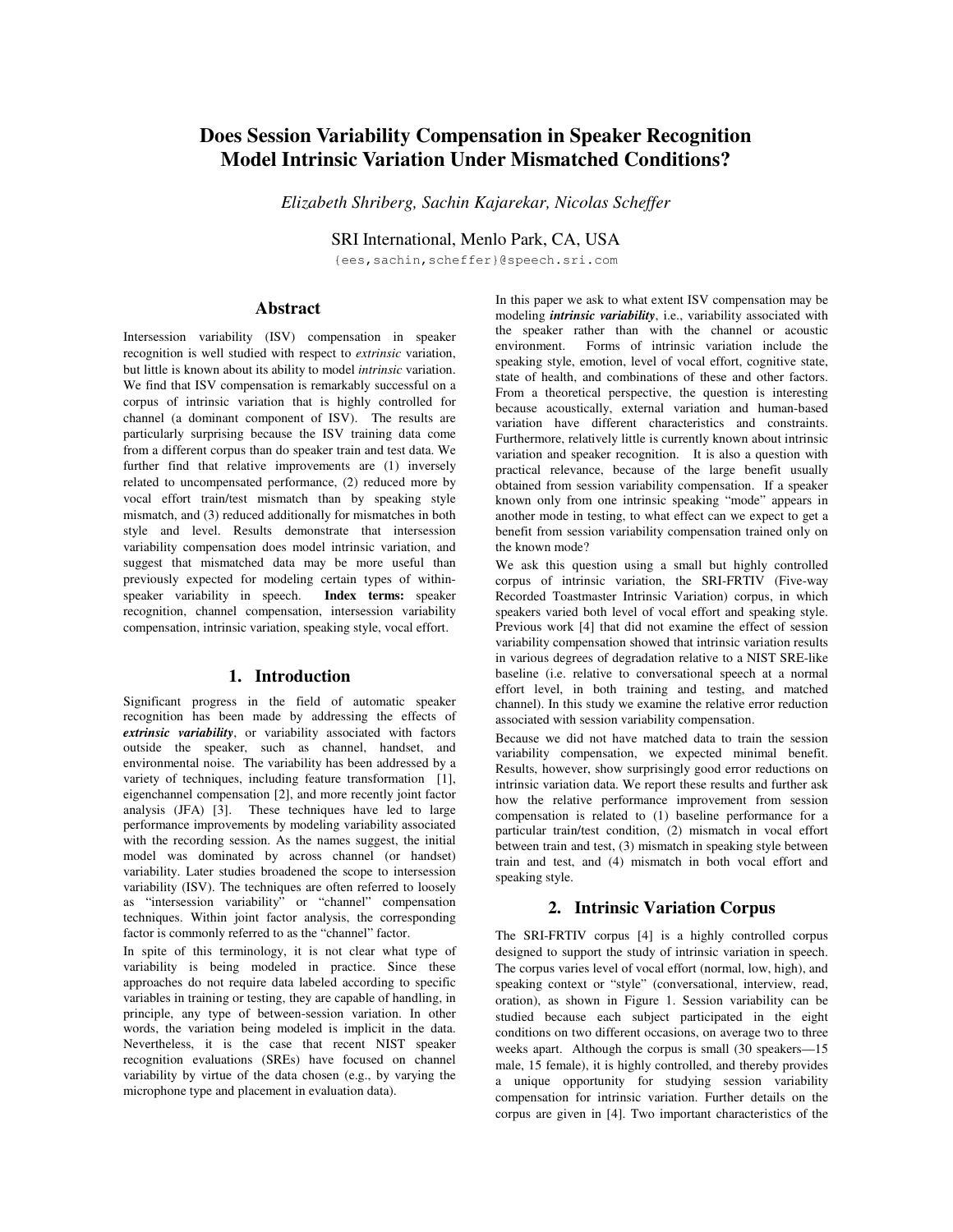# Does Session Variability Compensation in Speaker Recognition Model Intrinsic Variation Under Mismatched Conditions?

*Elizabeth Shriberg, Sachin Kajarekar, Nicolas Scheffer*

SRI International, Menlo Park, CA, USA

{ees,sachin,scheffer}@speech.sri.com

## Abstract

Intersession variability (ISV) compensation in speaker recognition is well studied with respect to *extrinsic* variation, but little is known about its ability to model *intrinsic* variation. We find that ISV compensation is remarkably successful on a corpus of intrinsic variation that is highly controlled for channel (a dominant component of ISV). The results are particularly surprising because the ISV training data come from a different corpus than do speaker train and test data. We further find that relative improvements are (1) inversely related to uncompensated performance, (2) reduced more by vocal effort train/test mismatch than by speaking style mismatch, and (3) reduced additionally for mismatches in both style and level. Results demonstrate that intersession variability compensation does model intrinsic variation, and suggest that mismatched data may be more useful than previously expected for modeling certain types of within-speaker variability in speech. **Index terms:** speaker recognition, channel compensation, intersession variability compensation, intrinsic variation, speaking style, vocal effort.

## 1. Introduction

Significant progress in the field of automatic speaker recognition has been made by addressing the effects of ***extrinsic variability***, or variability associated with factors outside the speaker, such as channel, handset, and environmental noise. The variability has been addressed by a variety of techniques, including feature transformation [1], eigenchannel compensation [2], and more recently joint factor analysis (JFA) [3]. These techniques have led to large performance improvements by modeling variability associated with the recording session. As the names suggest, the initial model was dominated by across channel (or handset) variability. Later studies broadened the scope to intersession variability (ISV). The techniques are often referred to loosely as "intersession variability" or "channel" compensation techniques. Within joint factor analysis, the corresponding factor is commonly referred to as the "channel" factor.

In spite of this terminology, it is not clear what type of variability is being modeled in practice. Since these approaches do not require data labeled according to specific variables in training or testing, they are capable of handling, in principle, any type of between-session variation. In other words, the variation being modeled is implicit in the data. Nevertheless, it is the case that recent NIST speaker recognition evaluations (SREs) have focused on channel variability by virtue of the data chosen (e.g., by varying the microphone type and placement in evaluation data).

In this paper we ask to what extent ISV compensation may be modeling ***intrinsic variability***, i.e., variability associated with the speaker rather than with the channel or acoustic environment. Forms of intrinsic variation include the speaking style, emotion, level of vocal effort, cognitive state, state of health, and combinations of these and other factors. From a theoretical perspective, the question is interesting because acoustically, external variation and human-based variation have different characteristics and constraints. Furthermore, relatively little is currently known about intrinsic variation and speaker recognition. It is also a question with practical relevance, because of the large benefit usually obtained from session variability compensation. If a speaker known only from one intrinsic speaking "mode" appears in another mode in testing, to what effect can we expect to get a benefit from session variability compensation trained only on the known mode?

We ask this question using a small but highly controlled corpus of intrinsic variation, the SRI-FRTIV (Five-way Recorded Toastmaster Intrinsic Variation) corpus, in which speakers varied both level of vocal effort and speaking style. Previous work [4] that did not examine the effect of session variability compensation showed that intrinsic variation results in various degrees of degradation relative to a NIST SRE-like baseline (i.e. relative to conversational speech at a normal effort level, in both training and testing, and matched channel). In this study we examine the relative error reduction associated with session variability compensation.

Because we did not have matched data to train the session variability compensation, we expected minimal benefit. Results, however, show surprisingly good error reductions on intrinsic variation data. We report these results and further ask how the relative performance improvement from session compensation is related to (1) baseline performance for a particular train/test condition, (2) mismatch in vocal effort between train and test, (3) mismatch in speaking style between train and test, and (4) mismatch in both vocal effort and speaking style.

## 2. Intrinsic Variation Corpus

The SRI-FRTIV corpus [4] is a highly controlled corpus designed to support the study of intrinsic variation in speech. The corpus varies level of vocal effort (normal, low, high), and speaking context or "style" (conversational, interview, read, oration), as shown in Figure 1. Session variability can be studied because each subject participated in the eight conditions on two different occasions, on average two to three weeks apart. Although the corpus is small (30 speakers—15 male, 15 female), it is highly controlled, and thereby provides a unique opportunity for studying session variability compensation for intrinsic variation. Further details on the corpus are given in [4]. Two important characteristics of the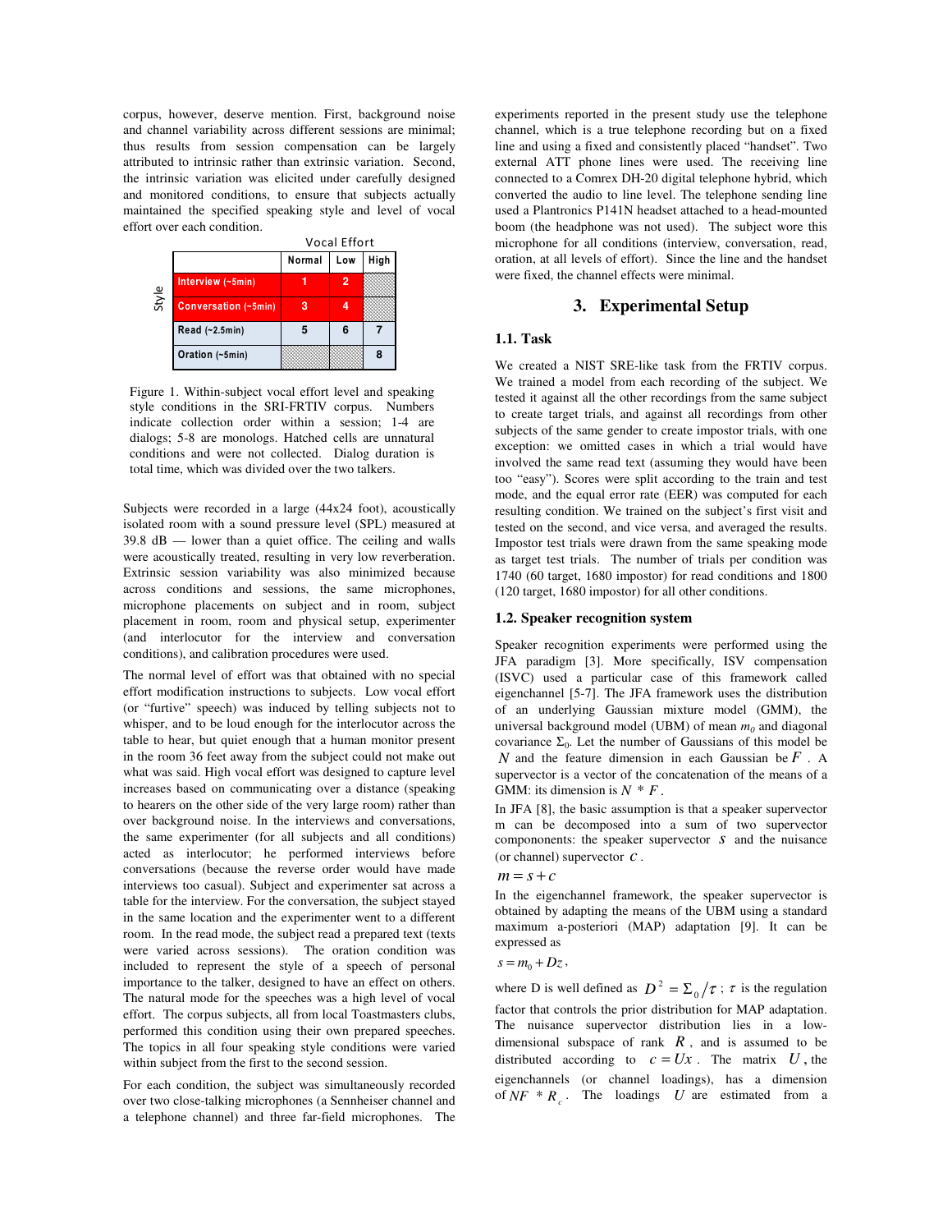corpus, however, deserve mention. First, background noise and channel variability across different sessions are minimal; thus results from session compensation can be largely attributed to intrinsic rather than extrinsic variation. Second, the intrinsic variation was elicited under carefully designed and monitored conditions, to ensure that subjects actually maintained the specified speaking style and level of vocal effort over each condition.

| Style | Vocal Effort: Normal | Low | High |
|---|---|---|---|
| Interview (~5min) | 1 | 2 | |
| Conversation (~5min) | 3 | 4 | |
| Read (~2.5min) | 5 | 6 | 7 |
| Oration (~5min) | | | 8 |

Figure 1. Within-subject vocal effort level and speaking style conditions in the SRI-FRTIV corpus. Numbers indicate collection order within a session; 1-4 are dialogs; 5-8 are monologs. Hatched cells are unnatural conditions and were not collected. Dialog duration is total time, which was divided over the two talkers.

Subjects were recorded in a large (44x24 foot), acoustically isolated room with a sound pressure level (SPL) measured at 39.8 dB — lower than a quiet office. The ceiling and walls were acoustically treated, resulting in very low reverberation. Extrinsic session variability was also minimized because across conditions and sessions, the same microphones, microphone placements on subject and in room, subject placement in room, room and physical setup, experimenter (and interlocutor for the interview and conversation conditions), and calibration procedures were used.

The normal level of effort was that obtained with no special effort modification instructions to subjects. Low vocal effort (or "furtive" speech) was induced by telling subjects not to whisper, and to be loud enough for the interlocutor across the table to hear, but quiet enough that a human monitor present in the room 36 feet away from the subject could not make out what was said. High vocal effort was designed to capture level increases based on communicating over a distance (speaking to hearers on the other side of the very large room) rather than over background noise. In the interviews and conversations, the same experimenter (for all subjects and all conditions) acted as interlocutor; he performed interviews before conversations (because the reverse order would have made interviews too casual). Subject and experimenter sat across a table for the interview. For the conversation, the subject stayed in the same location and the experimenter went to a different room. In the read mode, the subject read a prepared text (texts were varied across sessions). The oration condition was included to represent the style of a speech of personal importance to the talker, designed to have an effect on others. The natural mode for the speeches was a high level of vocal effort. The corpus subjects, all from local Toastmasters clubs, performed this condition using their own prepared speeches. The topics in all four speaking style conditions were varied within subject from the first to the second session.

For each condition, the subject was simultaneously recorded over two close-talking microphones (a Sennheiser channel and a telephone channel) and three far-field microphones. The experiments reported in the present study use the telephone channel, which is a true telephone recording but on a fixed line and using a fixed and consistently placed "handset". Two external ATT phone lines were used. The receiving line connected to a Comrex DH-20 digital telephone hybrid, which converted the audio to line level. The telephone sending line used a Plantronics P141N headset attached to a head-mounted boom (the headphone was not used). The subject wore this microphone for all conditions (interview, conversation, read, oration, at all levels of effort). Since the line and the handset were fixed, the channel effects were minimal.

## 3. Experimental Setup

### 1.1. Task

We created a NIST SRE-like task from the FRTIV corpus. We trained a model from each recording of the subject. We tested it against all the other recordings from the same subject to create target trials, and against all recordings from other subjects of the same gender to create impostor trials, with one exception: we omitted cases in which a trial would have involved the same read text (assuming they would have been too "easy"). Scores were split according to the train and test mode, and the equal error rate (EER) was computed for each resulting condition. We trained on the subject's first visit and tested on the second, and vice versa, and averaged the results. Impostor test trials were drawn from the same speaking mode as target test trials. The number of trials per condition was 1740 (60 target, 1680 impostor) for read conditions and 1800 (120 target, 1680 impostor) for all other conditions.

### 1.2. Speaker recognition system

Speaker recognition experiments were performed using the JFA paradigm [3]. More specifically, ISV compensation (ISVC) used a particular case of this framework called eigenchannel [5-7]. The JFA framework uses the distribution of an underlying Gaussian mixture model (GMM), the universal background model (UBM) of mean $m_0$ and diagonal covariance $\Sigma_0$. Let the number of Gaussians of this model be $N$ and the feature dimension in each Gaussian be $F$. A supervector is a vector of the concatenation of the means of a GMM: its dimension is $N * F$.

In JFA [8], the basic assumption is that a speaker supervector m can be decomposed into a sum of two supervector componponents: the speaker supervector $s$ and the nuisance (or channel) supervector $c$.

$$m = s + c$$

In the eigenchannel framework, the speaker supervector is obtained by adapting the means of the UBM using a standard maximum a-posteriori (MAP) adaptation [9]. It can be expressed as

$$s = m_0 + Dz,$$

where D is well defined as $D^2 = \Sigma_0 / \tau$ ; $\tau$ is the regulation factor that controls the prior distribution for MAP adaptation. The nuisance supervector distribution lies in a low-dimensional subspace of rank $R$, and is assumed to be distributed according to $c = Ux$. The matrix $U$, the eigenchannels (or channel loadings), has a dimension of $NF * R_c$. The loadings $U$ are estimated from a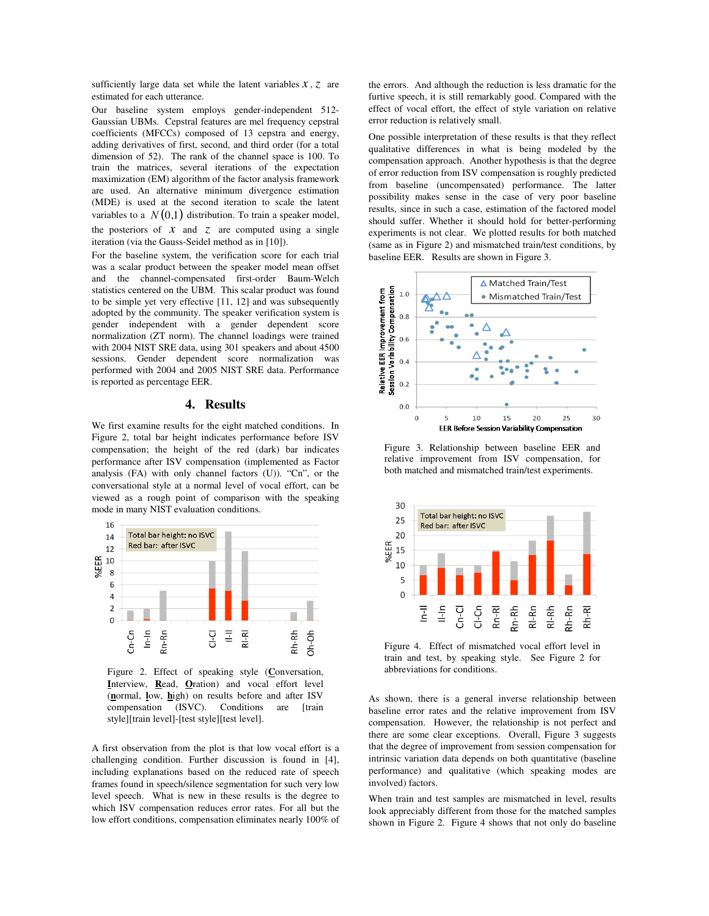sufficiently large data set while the latent variables $x$, $z$ are estimated for each utterance.

Our baseline system employs gender-independent 512-Gaussian UBMs. Cepstral features are mel frequency cepstral coefficients (MFCCs) composed of 13 cepstra and energy, adding derivatives of first, second, and third order (for a total dimension of 52). The rank of the channel space is 100. To train the matrices, several iterations of the expectation maximization (EM) algorithm of the factor analysis framework are used. An alternative minimum divergence estimation (MDE) is used at the second iteration to scale the latent variables to a $N(0,1)$ distribution. To train a speaker model, the posteriors of $x$ and $z$ are computed using a single iteration (via the Gauss-Seidel method as in [10]).

For the baseline system, the verification score for each trial was a scalar product between the speaker model mean offset and the channel-compensated first-order Baum-Welch statistics centered on the UBM. This scalar product was found to be simple yet very effective [11, 12] and was subsequently adopted by the community. The speaker verification system is gender independent with a gender dependent score normalization (ZT norm). The channel loadings were trained with 2004 NIST SRE data, using 301 speakers and about 4500 sessions. Gender dependent score normalization was performed with 2004 and 2005 NIST SRE data. Performance is reported as percentage EER.

## 4. Results

We first examine results for the eight matched conditions. In Figure 2, total bar height indicates performance before ISV compensation; the height of the red (dark) bar indicates performance after ISV compensation (implemented as Factor analysis (FA) with only channel factors (U)). "Cn", or the conversational style at a normal level of vocal effort, can be viewed as a rough point of comparison with the speaking mode in many NIST evaluation conditions.

Figure 2. Effect of speaking style (**C**onversation, **I**nterview, **R**ead, **O**ration) and vocal effort level (**n**ormal, **l**ow, **h**igh) on results before and after ISV compensation (ISVC). Conditions are [train style][train level]-[test style][test level].

A first observation from the plot is that low vocal effort is a challenging condition. Further discussion is found in [4], including explanations based on the reduced rate of speech frames found in speech/silence segmentation for such very low level speech. What is new in these results is the degree to which ISV compensation reduces error rates. For all but the low effort conditions, compensation eliminates nearly 100% of the errors. And although the reduction is less dramatic for the furtive speech, it is still remarkably good. Compared with the effect of vocal effort, the effect of style variation on relative error reduction is relatively small.

One possible interpretation of these results is that they reflect qualitative differences in what is being modeled by the compensation approach. Another hypothesis is that the degree of error reduction from ISV compensation is roughly predicted from baseline (uncompensated) performance. The latter possibility makes sense in the case of very poor baseline results, since in such a case, estimation of the factored model should suffer. Whether it should hold for better-performing experiments is not clear. We plotted results for both matched (same as in Figure 2) and mismatched train/test conditions, by baseline EER. Results are shown in Figure 3.

Figure 3. Relationship between baseline EER and relative improvement from ISV compensation, for both matched and mismatched train/test experiments.

Figure 4. Effect of mismatched vocal effort level in train and test, by speaking style. See Figure 2 for abbreviations for conditions.

As shown, there is a general inverse relationship between baseline error rates and the relative improvement from ISV compensation. However, the relationship is not perfect and there are some clear exceptions. Overall, Figure 3 suggests that the degree of improvement from session compensation for intrinsic variation data depends on both quantitative (baseline performance) and qualitative (which speaking modes are involved) factors.

When train and test samples are mismatched in level, results look appreciably different from those for the matched samples shown in Figure 2. Figure 4 shows that not only do baseline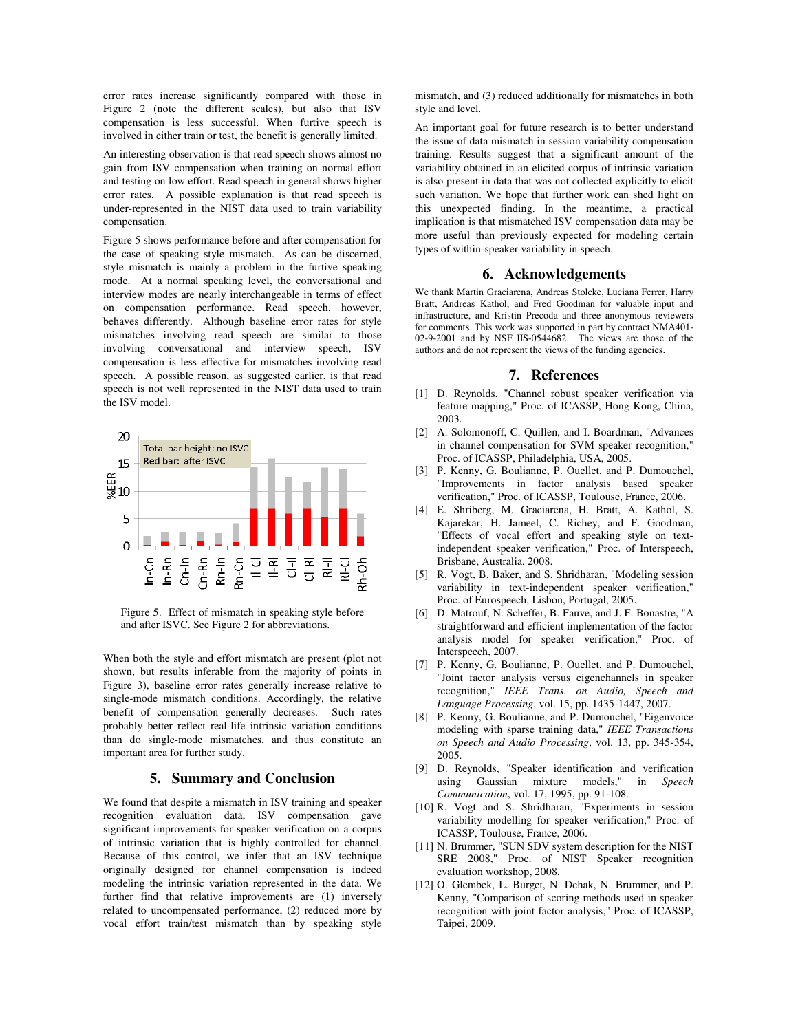error rates increase significantly compared with those in Figure 2 (note the different scales), but also that ISV compensation is less successful. When furtive speech is involved in either train or test, the benefit is generally limited.

An interesting observation is that read speech shows almost no gain from ISV compensation when training on normal effort and testing on low effort. Read speech in general shows higher error rates. A possible explanation is that read speech is under-represented in the NIST data used to train variability compensation.

Figure 5 shows performance before and after compensation for the case of speaking style mismatch. As can be discerned, style mismatch is mainly a problem in the furtive speaking mode. At a normal speaking level, the conversational and interview modes are nearly interchangeable in terms of effect on compensation performance. Read speech, however, behaves differently. Although baseline error rates for style mismatches involving read speech are similar to those involving conversational and interview speech, ISV compensation is less effective for mismatches involving read speech. A possible reason, as suggested earlier, is that read speech is not well represented in the NIST data used to train the ISV model.

20
15
10
5
0
%EER
Total bar height: no ISVC
Red bar: after ISVC
In-Cn
In-Rn
Cn-In
Cn-Rn
Rn-In
Rn-Cn
Il-Cl
Il-Rl
Cl-Il
Cl-Rl
Rl-Il
Rl-Cl
Rh-Oh

Figure 5. Effect of mismatch in speaking style before and after ISVC. See Figure 2 for abbreviations.

When both the style and effort mismatch are present (plot not shown, but results inferable from the majority of points in Figure 3), baseline error rates generally increase relative to single-mode mismatch conditions. Accordingly, the relative benefit of compensation generally decreases. Such rates probably better reflect real-life intrinsic variation conditions than do single-mode mismatches, and thus constitute an important area for further study.

## 5. Summary and Conclusion

We found that despite a mismatch in ISV training and speaker recognition evaluation data, ISV compensation gave significant improvements for speaker verification on a corpus of intrinsic variation that is highly controlled for channel. Because of this control, we infer that an ISV technique originally designed for channel compensation is indeed modeling the intrinsic variation represented in the data. We further find that relative improvements are (1) inversely related to uncompensated performance, (2) reduced more by vocal effort train/test mismatch than by speaking style mismatch, and (3) reduced additionally for mismatches in both style and level.

An important goal for future research is to better understand the issue of data mismatch in session variability compensation training. Results suggest that a significant amount of the variability obtained in an elicited corpus of intrinsic variation is also present in data that was not collected explicitly to elicit such variation. We hope that further work can shed light on this unexpected finding. In the meantime, a practical implication is that mismatched ISV compensation data may be more useful than previously expected for modeling certain types of within-speaker variability in speech.

## 6. Acknowledgements

We thank Martin Graciarena, Andreas Stolcke, Luciana Ferrer, Harry Bratt, Andreas Kathol, and Fred Goodman for valuable input and infrastructure, and Kristin Precoda and three anonymous reviewers for comments. This work was supported in part by contract NMA401-02-9-2001 and by NSF IIS-0544682. The views are those of the authors and do not represent the views of the funding agencies.

## 7. References

[1] D. Reynolds, "Channel robust speaker verification via feature mapping," Proc. of ICASSP, Hong Kong, China, 2003.

[2] A. Solomonoff, C. Quillen, and I. Boardman, "Advances in channel compensation for SVM speaker recognition," Proc. of ICASSP, Philadelphia, USA, 2005.

[3] P. Kenny, G. Boulianne, P. Ouellet, and P. Dumouchel, "Improvements in factor analysis based speaker verification," Proc. of ICASSP, Toulouse, France, 2006.

[4] E. Shriberg, M. Graciarena, H. Bratt, A. Kathol, S. Kajarekar, H. Jameel, C. Richey, and F. Goodman, "Effects of vocal effort and speaking style on text-independent speaker verification," Proc. of Interspeech, Brisbane, Australia, 2008.

[5] R. Vogt, B. Baker, and S. Shridharan, "Modeling session variability in text-independent speaker verification," Proc. of Eurospeech, Lisbon, Portugal, 2005.

[6] D. Matrouf, N. Scheffer, B. Fauve, and J. F. Bonastre, "A straightforward and efficient implementation of the factor analysis model for speaker verification," Proc. of Interspeech, 2007.

[7] P. Kenny, G. Boulianne, P. Ouellet, and P. Dumouchel, "Joint factor analysis versus eigenchannels in speaker recognition," *IEEE Trans. on Audio, Speech and Language Processing*, vol. 15, pp. 1435-1447, 2007.

[8] P. Kenny, G. Boulianne, and P. Dumouchel, "Eigenvoice modeling with sparse training data," *IEEE Transactions on Speech and Audio Processing*, vol. 13, pp. 345-354, 2005.

[9] D. Reynolds, "Speaker identification and verification using Gaussian mixture models," in *Speech Communication*, vol. 17, 1995, pp. 91-108.

[10] R. Vogt and S. Shridharan, "Experiments in session variability modelling for speaker verification," Proc. of ICASSP, Toulouse, France, 2006.

[11] N. Brummer, "SUN SDV system description for the NIST SRE 2008," Proc. of NIST Speaker recognition evaluation workshop, 2008.

[12] O. Glembek, L. Burget, N. Dehak, N. Brummer, and P. Kenny, "Comparison of scoring methods used in speaker recognition with joint factor analysis," Proc. of ICASSP, Taipei, 2009.